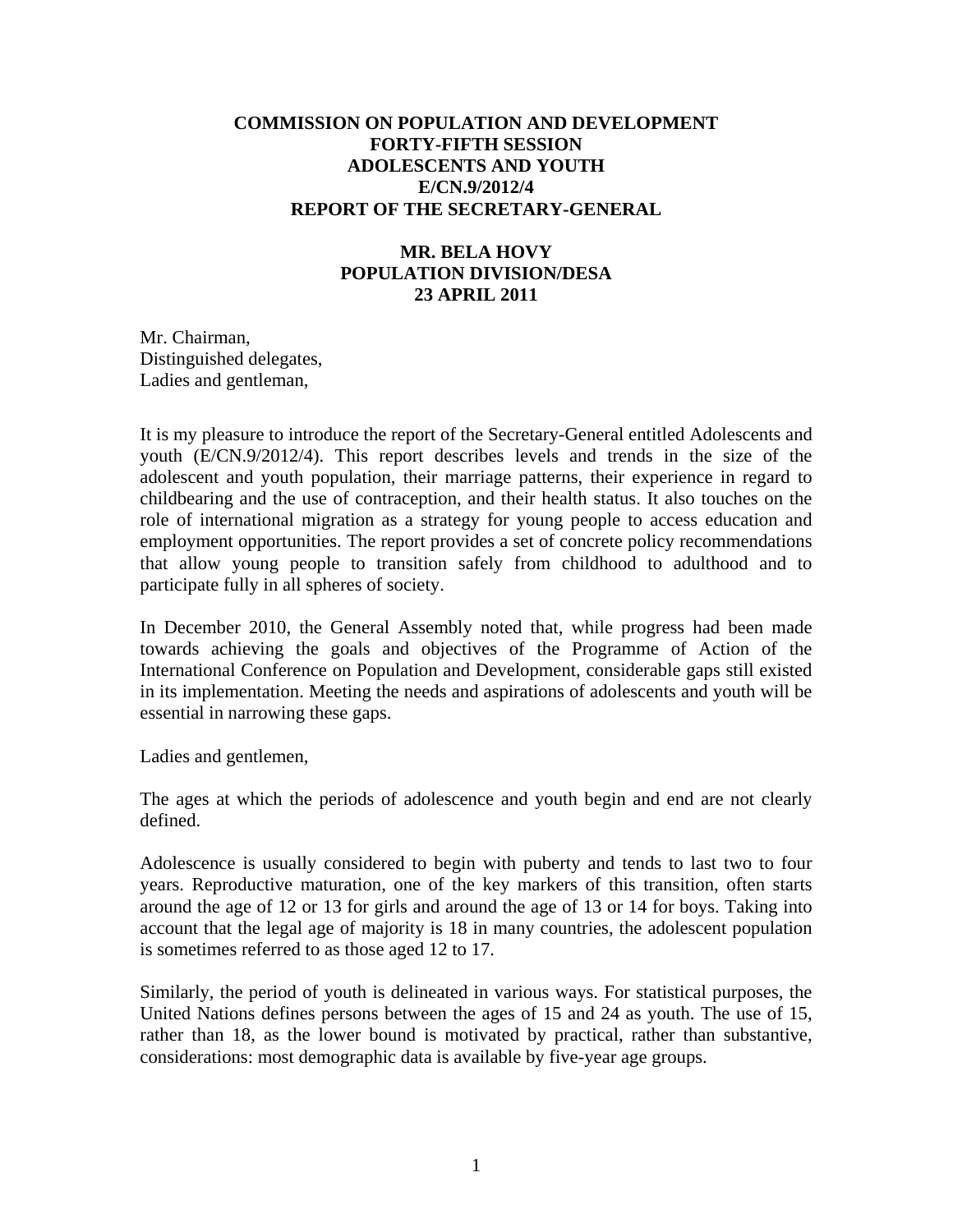**COMMISSION ON POPULATION AND DEVELOPMENT**
**FORTY-FIFTH SESSION**
**ADOLESCENTS AND YOUTH**
**E/CN.9/2012/4**
**REPORT OF THE SECRETARY-GENERAL**

**MR. BELA HOVY**
**POPULATION DIVISION/DESA**
**23 APRIL 2011**

Mr. Chairman,
Distinguished delegates,
Ladies and gentleman,

It is my pleasure to introduce the report of the Secretary-General entitled Adolescents and youth (E/CN.9/2012/4). This report describes levels and trends in the size of the adolescent and youth population, their marriage patterns, their experience in regard to childbearing and the use of contraception, and their health status. It also touches on the role of international migration as a strategy for young people to access education and employment opportunities. The report provides a set of concrete policy recommendations that allow young people to transition safely from childhood to adulthood and to participate fully in all spheres of society.

In December 2010, the General Assembly noted that, while progress had been made towards achieving the goals and objectives of the Programme of Action of the International Conference on Population and Development, considerable gaps still existed in its implementation. Meeting the needs and aspirations of adolescents and youth will be essential in narrowing these gaps.

Ladies and gentlemen,

The ages at which the periods of adolescence and youth begin and end are not clearly defined.

Adolescence is usually considered to begin with puberty and tends to last two to four years. Reproductive maturation, one of the key markers of this transition, often starts around the age of 12 or 13 for girls and around the age of 13 or 14 for boys. Taking into account that the legal age of majority is 18 in many countries, the adolescent population is sometimes referred to as those aged 12 to 17.

Similarly, the period of youth is delineated in various ways. For statistical purposes, the United Nations defines persons between the ages of 15 and 24 as youth. The use of 15, rather than 18, as the lower bound is motivated by practical, rather than substantive, considerations: most demographic data is available by five-year age groups.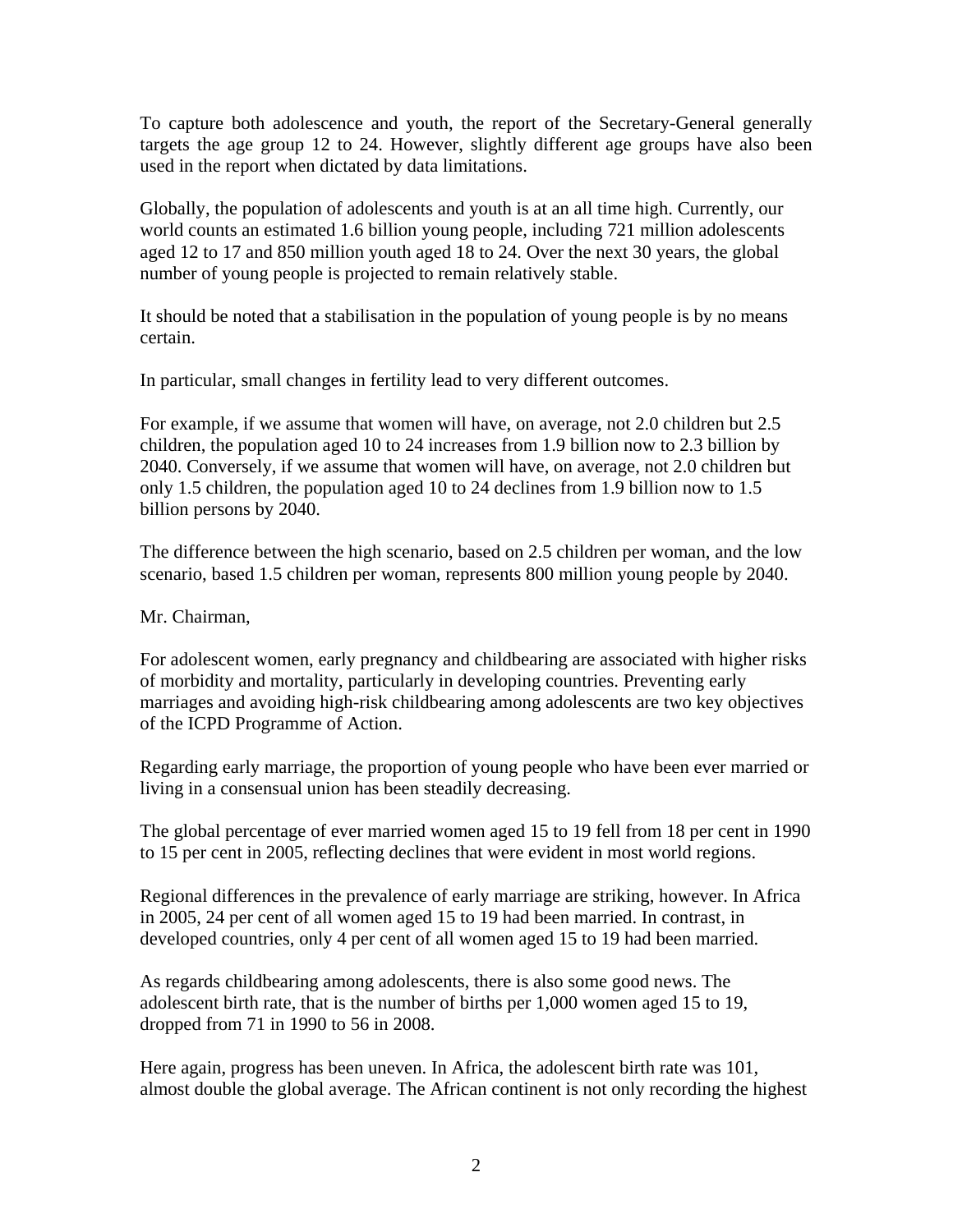To capture both adolescence and youth, the report of the Secretary-General generally targets the age group 12 to 24. However, slightly different age groups have also been used in the report when dictated by data limitations.

Globally, the population of adolescents and youth is at an all time high. Currently, our world counts an estimated 1.6 billion young people, including 721 million adolescents aged 12 to 17 and 850 million youth aged 18 to 24. Over the next 30 years, the global number of young people is projected to remain relatively stable.

It should be noted that a stabilisation in the population of young people is by no means certain.

In particular, small changes in fertility lead to very different outcomes.

For example, if we assume that women will have, on average, not 2.0 children but 2.5 children, the population aged 10 to 24 increases from 1.9 billion now to 2.3 billion by 2040. Conversely, if we assume that women will have, on average, not 2.0 children but only 1.5 children, the population aged 10 to 24 declines from 1.9 billion now to 1.5 billion persons by 2040.

The difference between the high scenario, based on 2.5 children per woman, and the low scenario, based 1.5 children per woman, represents 800 million young people by 2040.

Mr. Chairman,

For adolescent women, early pregnancy and childbearing are associated with higher risks of morbidity and mortality, particularly in developing countries. Preventing early marriages and avoiding high-risk childbearing among adolescents are two key objectives of the ICPD Programme of Action.

Regarding early marriage, the proportion of young people who have been ever married or living in a consensual union has been steadily decreasing.

The global percentage of ever married women aged 15 to 19 fell from 18 per cent in 1990 to 15 per cent in 2005, reflecting declines that were evident in most world regions.

Regional differences in the prevalence of early marriage are striking, however. In Africa in 2005, 24 per cent of all women aged 15 to 19 had been married. In contrast, in developed countries, only 4 per cent of all women aged 15 to 19 had been married.

As regards childbearing among adolescents, there is also some good news. The adolescent birth rate, that is the number of births per 1,000 women aged 15 to 19, dropped from 71 in 1990 to 56 in 2008.

Here again, progress has been uneven. In Africa, the adolescent birth rate was 101, almost double the global average. The African continent is not only recording the highest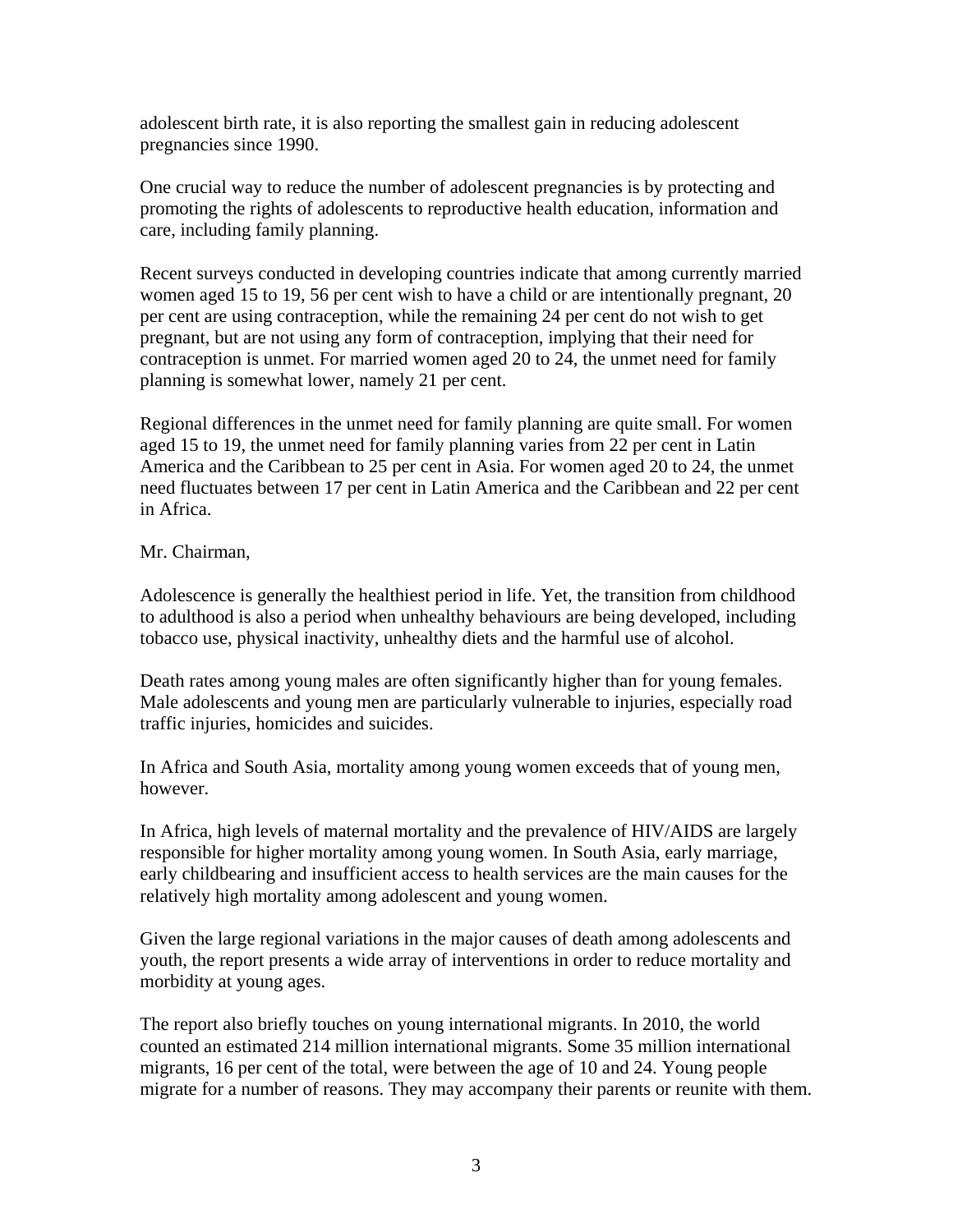adolescent birth rate, it is also reporting the smallest gain in reducing adolescent pregnancies since 1990.

One crucial way to reduce the number of adolescent pregnancies is by protecting and promoting the rights of adolescents to reproductive health education, information and care, including family planning.

Recent surveys conducted in developing countries indicate that among currently married women aged 15 to 19, 56 per cent wish to have a child or are intentionally pregnant, 20 per cent are using contraception, while the remaining 24 per cent do not wish to get pregnant, but are not using any form of contraception, implying that their need for contraception is unmet. For married women aged 20 to 24, the unmet need for family planning is somewhat lower, namely 21 per cent.

Regional differences in the unmet need for family planning are quite small. For women aged 15 to 19, the unmet need for family planning varies from 22 per cent in Latin America and the Caribbean to 25 per cent in Asia. For women aged 20 to 24, the unmet need fluctuates between 17 per cent in Latin America and the Caribbean and 22 per cent in Africa.

Mr. Chairman,

Adolescence is generally the healthiest period in life. Yet, the transition from childhood to adulthood is also a period when unhealthy behaviours are being developed, including tobacco use, physical inactivity, unhealthy diets and the harmful use of alcohol.

Death rates among young males are often significantly higher than for young females. Male adolescents and young men are particularly vulnerable to injuries, especially road traffic injuries, homicides and suicides.

In Africa and South Asia, mortality among young women exceeds that of young men, however.

In Africa, high levels of maternal mortality and the prevalence of HIV/AIDS are largely responsible for higher mortality among young women. In South Asia, early marriage, early childbearing and insufficient access to health services are the main causes for the relatively high mortality among adolescent and young women.

Given the large regional variations in the major causes of death among adolescents and youth, the report presents a wide array of interventions in order to reduce mortality and morbidity at young ages.

The report also briefly touches on young international migrants. In 2010, the world counted an estimated 214 million international migrants. Some 35 million international migrants, 16 per cent of the total, were between the age of 10 and 24. Young people migrate for a number of reasons. They may accompany their parents or reunite with them.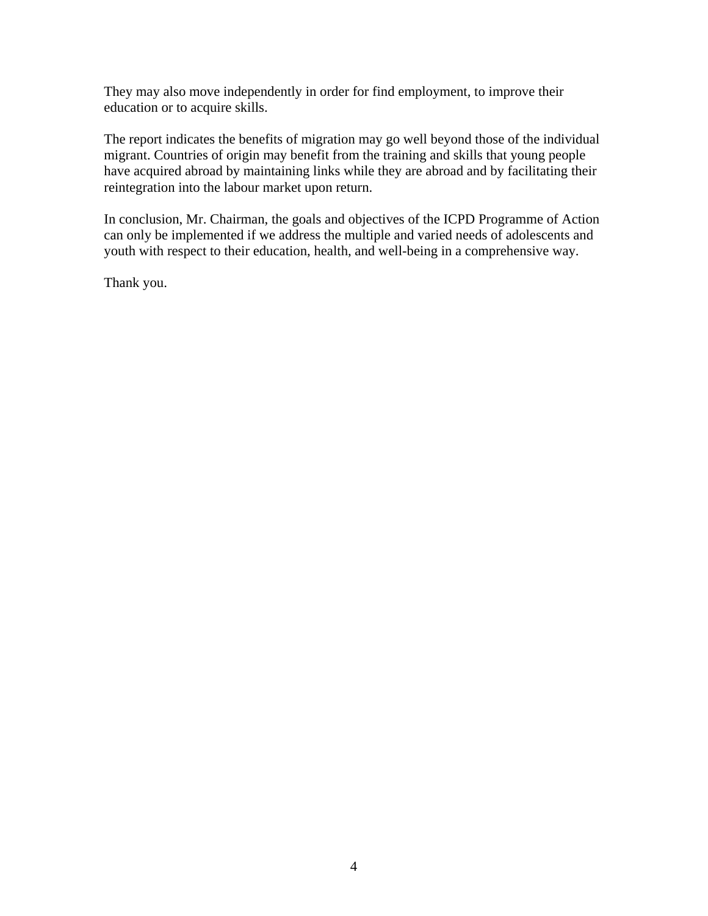They may also move independently in order for find employment, to improve their education or to acquire skills.

The report indicates the benefits of migration may go well beyond those of the individual migrant. Countries of origin may benefit from the training and skills that young people have acquired abroad by maintaining links while they are abroad and by facilitating their reintegration into the labour market upon return.

In conclusion, Mr. Chairman, the goals and objectives of the ICPD Programme of Action can only be implemented if we address the multiple and varied needs of adolescents and youth with respect to their education, health, and well-being in a comprehensive way.

Thank you.